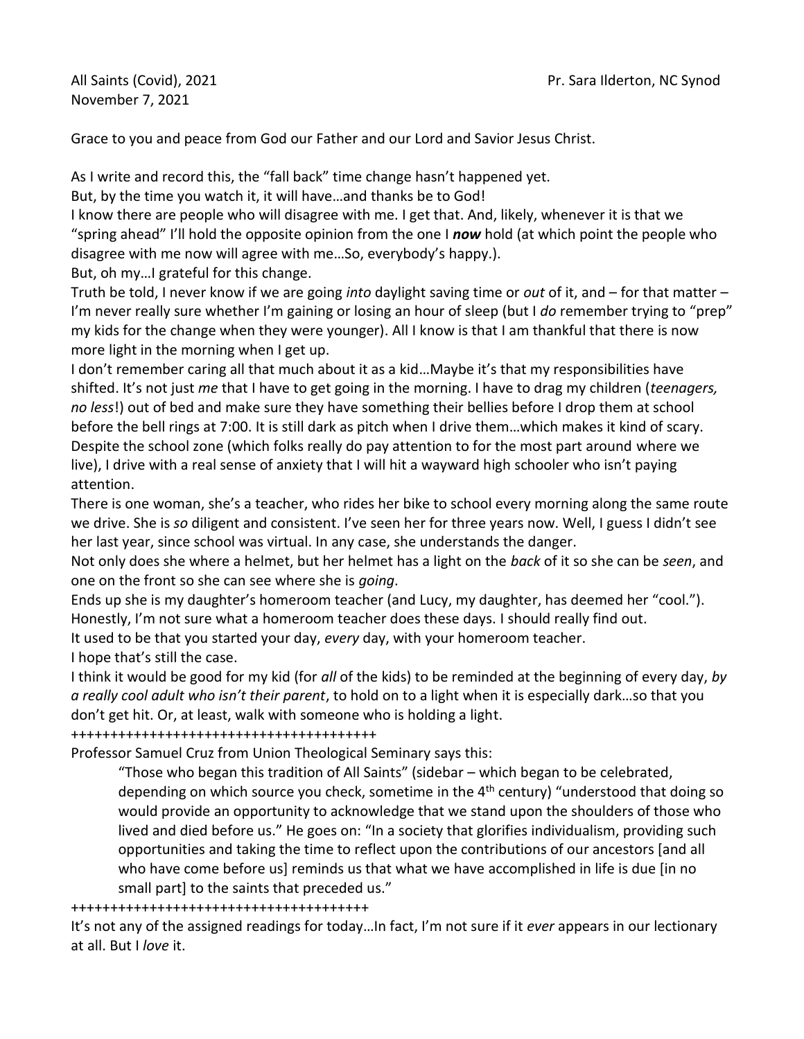All Saints (Covid), 2021 Pr. Sara Ilderton, NC Synod
November 7, 2021

Grace to you and peace from God our Father and our Lord and Savior Jesus Christ.

As I write and record this, the "fall back" time change hasn't happened yet.
But, by the time you watch it, it will have…and thanks be to God!
I know there are people who will disagree with me. I get that. And, likely, whenever it is that we "spring ahead" I'll hold the opposite opinion from the one I ***now*** hold (at which point the people who disagree with me now will agree with me…So, everybody's happy.).
But, oh my…I grateful for this change.
Truth be told, I never know if we are going *into* daylight saving time or *out* of it, and – for that matter – I'm never really sure whether I'm gaining or losing an hour of sleep (but I *do* remember trying to "prep" my kids for the change when they were younger). All I know is that I am thankful that there is now more light in the morning when I get up.
I don't remember caring all that much about it as a kid…Maybe it's that my responsibilities have shifted. It's not just *me* that I have to get going in the morning. I have to drag my children (*teenagers, no less*!) out of bed and make sure they have something their bellies before I drop them at school before the bell rings at 7:00. It is still dark as pitch when I drive them…which makes it kind of scary. Despite the school zone (which folks really do pay attention to for the most part around where we live), I drive with a real sense of anxiety that I will hit a wayward high schooler who isn't paying attention.
There is one woman, she's a teacher, who rides her bike to school every morning along the same route we drive. She is *so* diligent and consistent. I've seen her for three years now. Well, I guess I didn't see her last year, since school was virtual. In any case, she understands the danger.
Not only does she where a helmet, but her helmet has a light on the *back* of it so she can be *seen*, and one on the front so she can see where she is *going*.
Ends up she is my daughter's homeroom teacher (and Lucy, my daughter, has deemed her "cool.").
Honestly, I'm not sure what a homeroom teacher does these days. I should really find out.
It used to be that you started your day, *every* day, with your homeroom teacher.
I hope that's still the case.
I think it would be good for my kid (for *all* of the kids) to be reminded at the beginning of every day, *by a really cool adult who isn't their parent*, to hold on to a light when it is especially dark…so that you don't get hit. Or, at least, walk with someone who is holding a light.
++++++++++++++++++++++++++++++++++++++++
Professor Samuel Cruz from Union Theological Seminary says this:

> "Those who began this tradition of All Saints" (sidebar – which began to be celebrated, depending on which source you check, sometime in the 4th century) "understood that doing so would provide an opportunity to acknowledge that we stand upon the shoulders of those who lived and died before us." He goes on: "In a society that glorifies individualism, providing such opportunities and taking the time to reflect upon the contributions of our ancestors [and all who have come before us] reminds us that what we have accomplished in life is due [in no small part] to the saints that preceded us."

++++++++++++++++++++++++++++++++++++++++
It's not any of the assigned readings for today…In fact, I'm not sure if it *ever* appears in our lectionary at all. But I *love* it.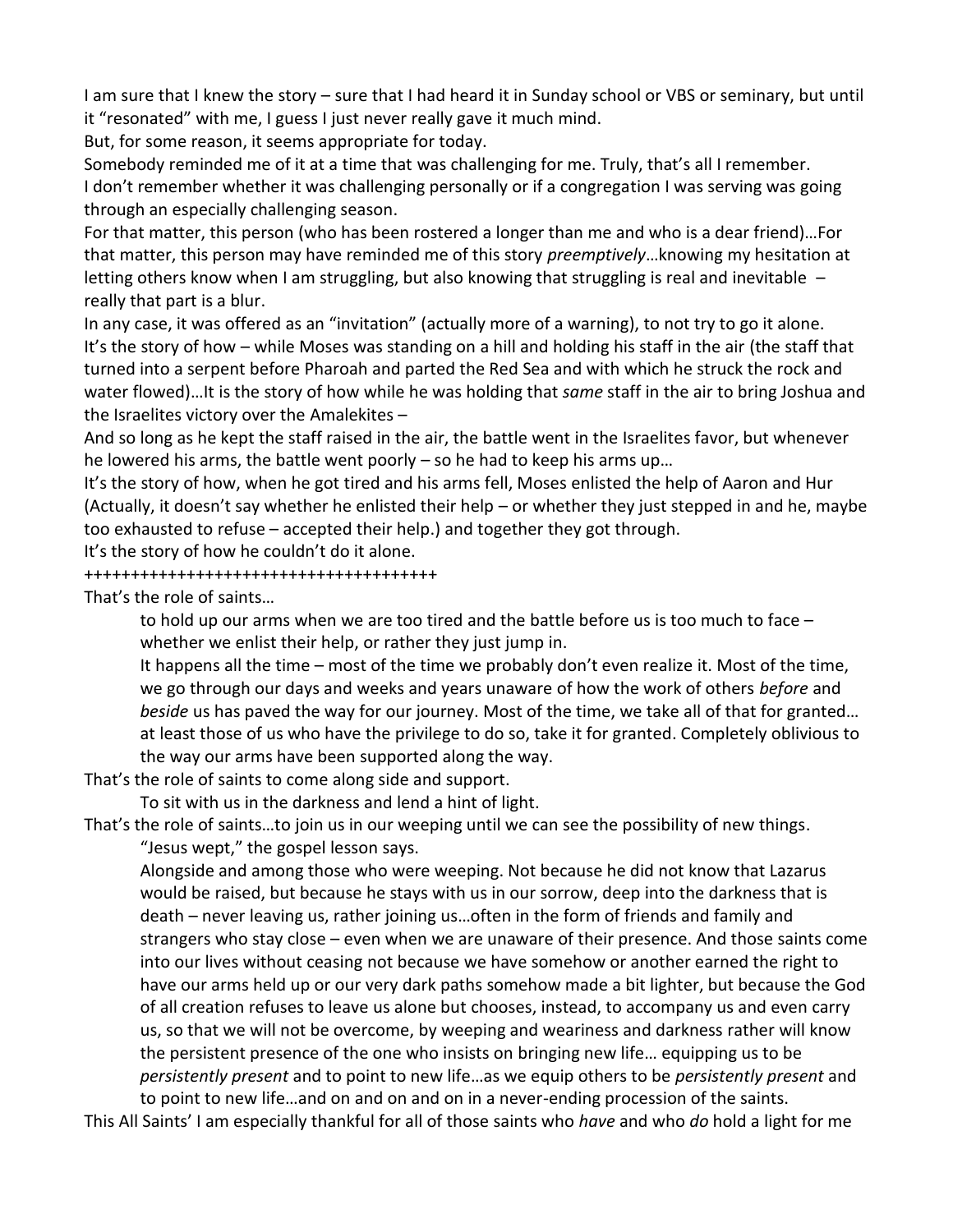I am sure that I knew the story – sure that I had heard it in Sunday school or VBS or seminary, but until it "resonated" with me, I guess I just never really gave it much mind.

But, for some reason, it seems appropriate for today.

Somebody reminded me of it at a time that was challenging for me. Truly, that's all I remember.

I don't remember whether it was challenging personally or if a congregation I was serving was going through an especially challenging season.

For that matter, this person (who has been rostered a longer than me and who is a dear friend)…For that matter, this person may have reminded me of this story *preemptively*…knowing my hesitation at letting others know when I am struggling, but also knowing that struggling is real and inevitable – really that part is a blur.

In any case, it was offered as an "invitation" (actually more of a warning), to not try to go it alone.

It's the story of how – while Moses was standing on a hill and holding his staff in the air (the staff that turned into a serpent before Pharoah and parted the Red Sea and with which he struck the rock and water flowed)…It is the story of how while he was holding that *same* staff in the air to bring Joshua and the Israelites victory over the Amalekites –

And so long as he kept the staff raised in the air, the battle went in the Israelites favor, but whenever he lowered his arms, the battle went poorly – so he had to keep his arms up…

It's the story of how, when he got tired and his arms fell, Moses enlisted the help of Aaron and Hur (Actually, it doesn't say whether he enlisted their help – or whether they just stepped in and he, maybe too exhausted to refuse – accepted their help.) and together they got through.

It's the story of how he couldn't do it alone.

++++++++++++++++++++++++++++++++++++++

That's the role of saints…

> to hold up our arms when we are too tired and the battle before us is too much to face – whether we enlist their help, or rather they just jump in.
>
> It happens all the time – most of the time we probably don't even realize it. Most of the time, we go through our days and weeks and years unaware of how the work of others *before* and *beside* us has paved the way for our journey. Most of the time, we take all of that for granted… at least those of us who have the privilege to do so, take it for granted. Completely oblivious to the way our arms have been supported along the way.

That's the role of saints to come along side and support.

> To sit with us in the darkness and lend a hint of light.

That's the role of saints…to join us in our weeping until we can see the possibility of new things.

> "Jesus wept," the gospel lesson says.
>
> Alongside and among those who were weeping. Not because he did not know that Lazarus would be raised, but because he stays with us in our sorrow, deep into the darkness that is death – never leaving us, rather joining us…often in the form of friends and family and strangers who stay close – even when we are unaware of their presence. And those saints come into our lives without ceasing not because we have somehow or another earned the right to have our arms held up or our very dark paths somehow made a bit lighter, but because the God of all creation refuses to leave us alone but chooses, instead, to accompany us and even carry us, so that we will not be overcome, by weeping and weariness and darkness rather will know the persistent presence of the one who insists on bringing new life… equipping us to be *persistently present* and to point to new life…as we equip others to be *persistently present* and to point to new life…and on and on and on in a never-ending procession of the saints.

This All Saints' I am especially thankful for all of those saints who *have* and who *do* hold a light for me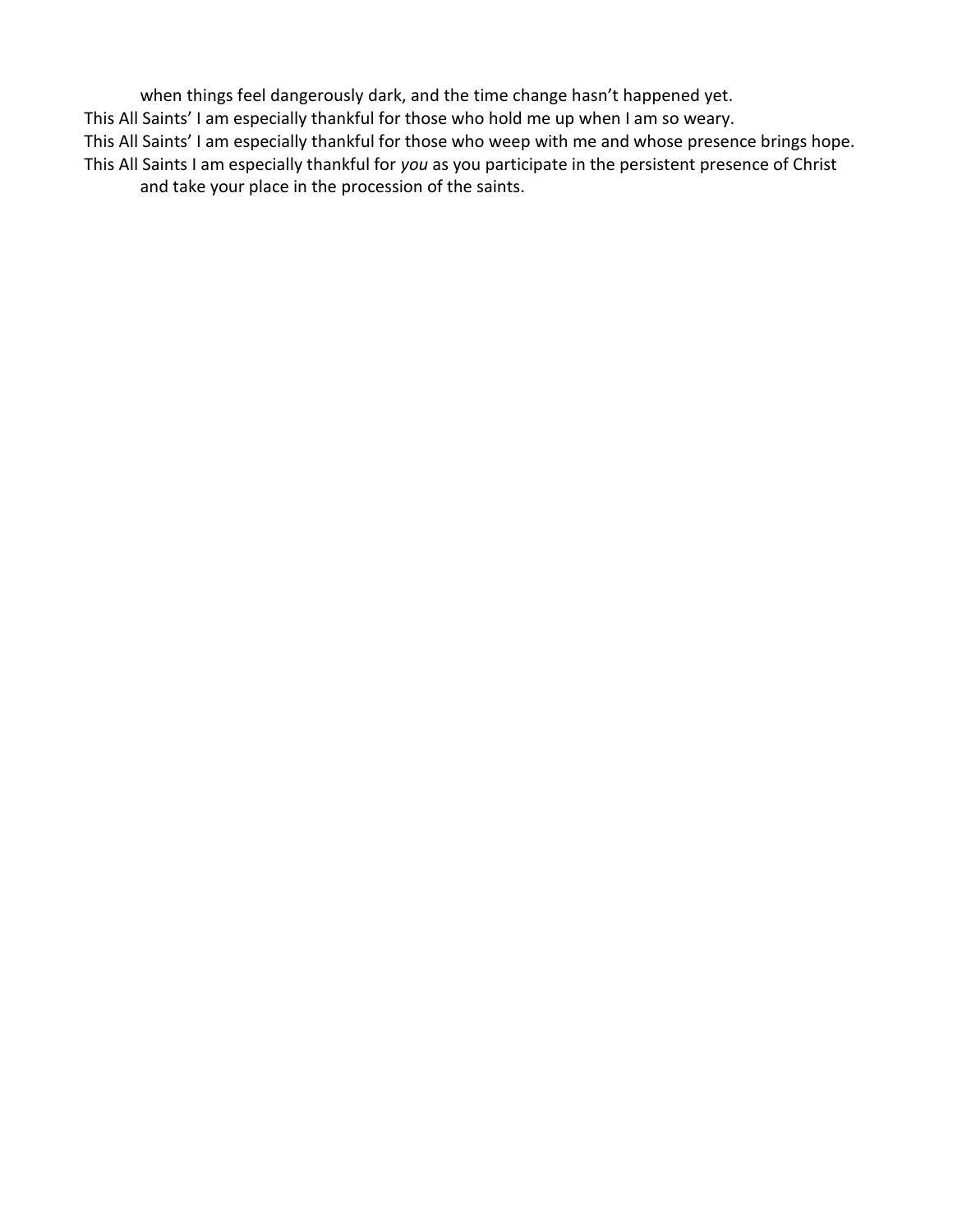when things feel dangerously dark, and the time change hasn't happened yet.

This All Saints' I am especially thankful for those who hold me up when I am so weary.

This All Saints' I am especially thankful for those who weep with me and whose presence brings hope.

This All Saints I am especially thankful for *you* as you participate in the persistent presence of Christ and take your place in the procession of the saints.